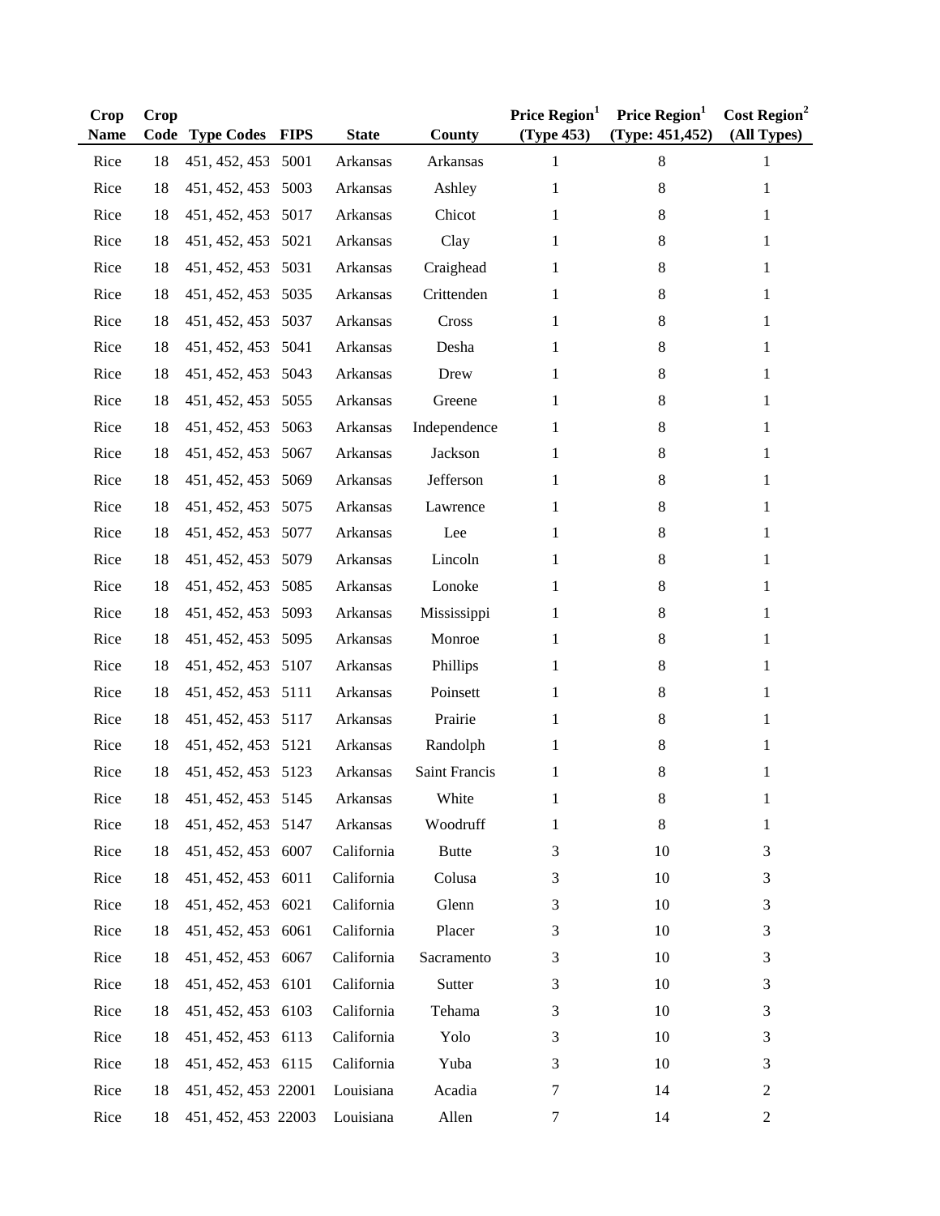| Crop Name | Crop Code | Type Codes | FIPS | State | County | Price Region[1] (Type 453) | Price Region[1] (Type: 451,452) | Cost Region[2] (All Types) |
|---|---|---|---|---|---|---|---|---|
| Rice | 18 | 451, 452, 453 | 5001 | Arkansas | Arkansas | 1 | 8 | 1 |
| Rice | 18 | 451, 452, 453 | 5003 | Arkansas | Ashley | 1 | 8 | 1 |
| Rice | 18 | 451, 452, 453 | 5017 | Arkansas | Chicot | 1 | 8 | 1 |
| Rice | 18 | 451, 452, 453 | 5021 | Arkansas | Clay | 1 | 8 | 1 |
| Rice | 18 | 451, 452, 453 | 5031 | Arkansas | Craighead | 1 | 8 | 1 |
| Rice | 18 | 451, 452, 453 | 5035 | Arkansas | Crittenden | 1 | 8 | 1 |
| Rice | 18 | 451, 452, 453 | 5037 | Arkansas | Cross | 1 | 8 | 1 |
| Rice | 18 | 451, 452, 453 | 5041 | Arkansas | Desha | 1 | 8 | 1 |
| Rice | 18 | 451, 452, 453 | 5043 | Arkansas | Drew | 1 | 8 | 1 |
| Rice | 18 | 451, 452, 453 | 5055 | Arkansas | Greene | 1 | 8 | 1 |
| Rice | 18 | 451, 452, 453 | 5063 | Arkansas | Independence | 1 | 8 | 1 |
| Rice | 18 | 451, 452, 453 | 5067 | Arkansas | Jackson | 1 | 8 | 1 |
| Rice | 18 | 451, 452, 453 | 5069 | Arkansas | Jefferson | 1 | 8 | 1 |
| Rice | 18 | 451, 452, 453 | 5075 | Arkansas | Lawrence | 1 | 8 | 1 |
| Rice | 18 | 451, 452, 453 | 5077 | Arkansas | Lee | 1 | 8 | 1 |
| Rice | 18 | 451, 452, 453 | 5079 | Arkansas | Lincoln | 1 | 8 | 1 |
| Rice | 18 | 451, 452, 453 | 5085 | Arkansas | Lonoke | 1 | 8 | 1 |
| Rice | 18 | 451, 452, 453 | 5093 | Arkansas | Mississippi | 1 | 8 | 1 |
| Rice | 18 | 451, 452, 453 | 5095 | Arkansas | Monroe | 1 | 8 | 1 |
| Rice | 18 | 451, 452, 453 | 5107 | Arkansas | Phillips | 1 | 8 | 1 |
| Rice | 18 | 451, 452, 453 | 5111 | Arkansas | Poinsett | 1 | 8 | 1 |
| Rice | 18 | 451, 452, 453 | 5117 | Arkansas | Prairie | 1 | 8 | 1 |
| Rice | 18 | 451, 452, 453 | 5121 | Arkansas | Randolph | 1 | 8 | 1 |
| Rice | 18 | 451, 452, 453 | 5123 | Arkansas | Saint Francis | 1 | 8 | 1 |
| Rice | 18 | 451, 452, 453 | 5145 | Arkansas | White | 1 | 8 | 1 |
| Rice | 18 | 451, 452, 453 | 5147 | Arkansas | Woodruff | 1 | 8 | 1 |
| Rice | 18 | 451, 452, 453 | 6007 | California | Butte | 3 | 10 | 3 |
| Rice | 18 | 451, 452, 453 | 6011 | California | Colusa | 3 | 10 | 3 |
| Rice | 18 | 451, 452, 453 | 6021 | California | Glenn | 3 | 10 | 3 |
| Rice | 18 | 451, 452, 453 | 6061 | California | Placer | 3 | 10 | 3 |
| Rice | 18 | 451, 452, 453 | 6067 | California | Sacramento | 3 | 10 | 3 |
| Rice | 18 | 451, 452, 453 | 6101 | California | Sutter | 3 | 10 | 3 |
| Rice | 18 | 451, 452, 453 | 6103 | California | Tehama | 3 | 10 | 3 |
| Rice | 18 | 451, 452, 453 | 6113 | California | Yolo | 3 | 10 | 3 |
| Rice | 18 | 451, 452, 453 | 6115 | California | Yuba | 3 | 10 | 3 |
| Rice | 18 | 451, 452, 453 | 22001 | Louisiana | Acadia | 7 | 14 | 2 |
| Rice | 18 | 451, 452, 453 | 22003 | Louisiana | Allen | 7 | 14 | 2 |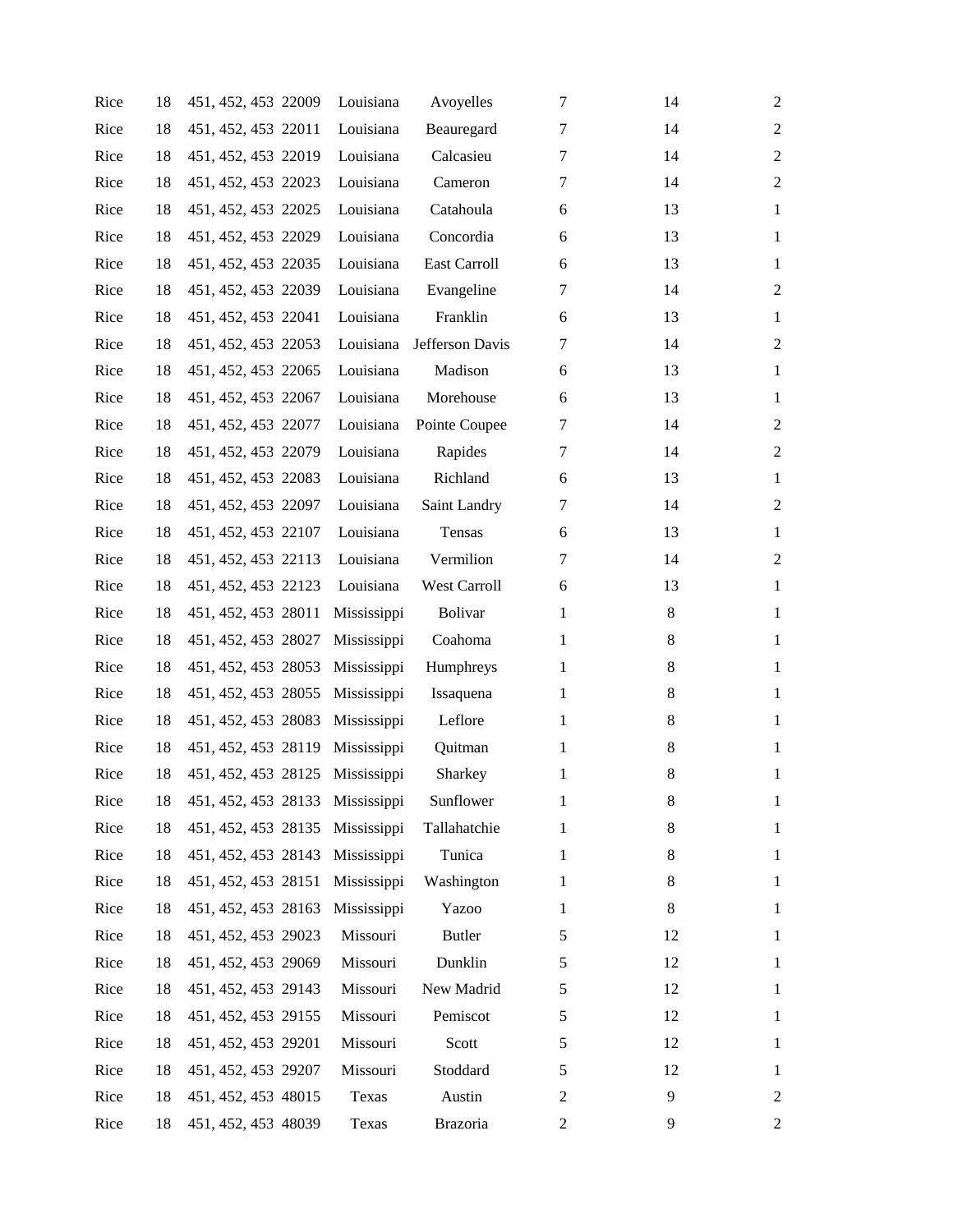| | | | | | | | | |
|---|---|---|---|---|---|---|---|---|
| Rice | 18 | 451, 452, 453 | 22009 | Louisiana | Avoyelles | 7 | 14 | 2 |
| Rice | 18 | 451, 452, 453 | 22011 | Louisiana | Beauregard | 7 | 14 | 2 |
| Rice | 18 | 451, 452, 453 | 22019 | Louisiana | Calcasieu | 7 | 14 | 2 |
| Rice | 18 | 451, 452, 453 | 22023 | Louisiana | Cameron | 7 | 14 | 2 |
| Rice | 18 | 451, 452, 453 | 22025 | Louisiana | Catahoula | 6 | 13 | 1 |
| Rice | 18 | 451, 452, 453 | 22029 | Louisiana | Concordia | 6 | 13 | 1 |
| Rice | 18 | 451, 452, 453 | 22035 | Louisiana | East Carroll | 6 | 13 | 1 |
| Rice | 18 | 451, 452, 453 | 22039 | Louisiana | Evangeline | 7 | 14 | 2 |
| Rice | 18 | 451, 452, 453 | 22041 | Louisiana | Franklin | 6 | 13 | 1 |
| Rice | 18 | 451, 452, 453 | 22053 | Louisiana | Jefferson Davis | 7 | 14 | 2 |
| Rice | 18 | 451, 452, 453 | 22065 | Louisiana | Madison | 6 | 13 | 1 |
| Rice | 18 | 451, 452, 453 | 22067 | Louisiana | Morehouse | 6 | 13 | 1 |
| Rice | 18 | 451, 452, 453 | 22077 | Louisiana | Pointe Coupee | 7 | 14 | 2 |
| Rice | 18 | 451, 452, 453 | 22079 | Louisiana | Rapides | 7 | 14 | 2 |
| Rice | 18 | 451, 452, 453 | 22083 | Louisiana | Richland | 6 | 13 | 1 |
| Rice | 18 | 451, 452, 453 | 22097 | Louisiana | Saint Landry | 7 | 14 | 2 |
| Rice | 18 | 451, 452, 453 | 22107 | Louisiana | Tensas | 6 | 13 | 1 |
| Rice | 18 | 451, 452, 453 | 22113 | Louisiana | Vermilion | 7 | 14 | 2 |
| Rice | 18 | 451, 452, 453 | 22123 | Louisiana | West Carroll | 6 | 13 | 1 |
| Rice | 18 | 451, 452, 453 | 28011 | Mississippi | Bolivar | 1 | 8 | 1 |
| Rice | 18 | 451, 452, 453 | 28027 | Mississippi | Coahoma | 1 | 8 | 1 |
| Rice | 18 | 451, 452, 453 | 28053 | Mississippi | Humphreys | 1 | 8 | 1 |
| Rice | 18 | 451, 452, 453 | 28055 | Mississippi | Issaquena | 1 | 8 | 1 |
| Rice | 18 | 451, 452, 453 | 28083 | Mississippi | Leflore | 1 | 8 | 1 |
| Rice | 18 | 451, 452, 453 | 28119 | Mississippi | Quitman | 1 | 8 | 1 |
| Rice | 18 | 451, 452, 453 | 28125 | Mississippi | Sharkey | 1 | 8 | 1 |
| Rice | 18 | 451, 452, 453 | 28133 | Mississippi | Sunflower | 1 | 8 | 1 |
| Rice | 18 | 451, 452, 453 | 28135 | Mississippi | Tallahatchie | 1 | 8 | 1 |
| Rice | 18 | 451, 452, 453 | 28143 | Mississippi | Tunica | 1 | 8 | 1 |
| Rice | 18 | 451, 452, 453 | 28151 | Mississippi | Washington | 1 | 8 | 1 |
| Rice | 18 | 451, 452, 453 | 28163 | Mississippi | Yazoo | 1 | 8 | 1 |
| Rice | 18 | 451, 452, 453 | 29023 | Missouri | Butler | 5 | 12 | 1 |
| Rice | 18 | 451, 452, 453 | 29069 | Missouri | Dunklin | 5 | 12 | 1 |
| Rice | 18 | 451, 452, 453 | 29143 | Missouri | New Madrid | 5 | 12 | 1 |
| Rice | 18 | 451, 452, 453 | 29155 | Missouri | Pemiscot | 5 | 12 | 1 |
| Rice | 18 | 451, 452, 453 | 29201 | Missouri | Scott | 5 | 12 | 1 |
| Rice | 18 | 451, 452, 453 | 29207 | Missouri | Stoddard | 5 | 12 | 1 |
| Rice | 18 | 451, 452, 453 | 48015 | Texas | Austin | 2 | 9 | 2 |
| Rice | 18 | 451, 452, 453 | 48039 | Texas | Brazoria | 2 | 9 | 2 |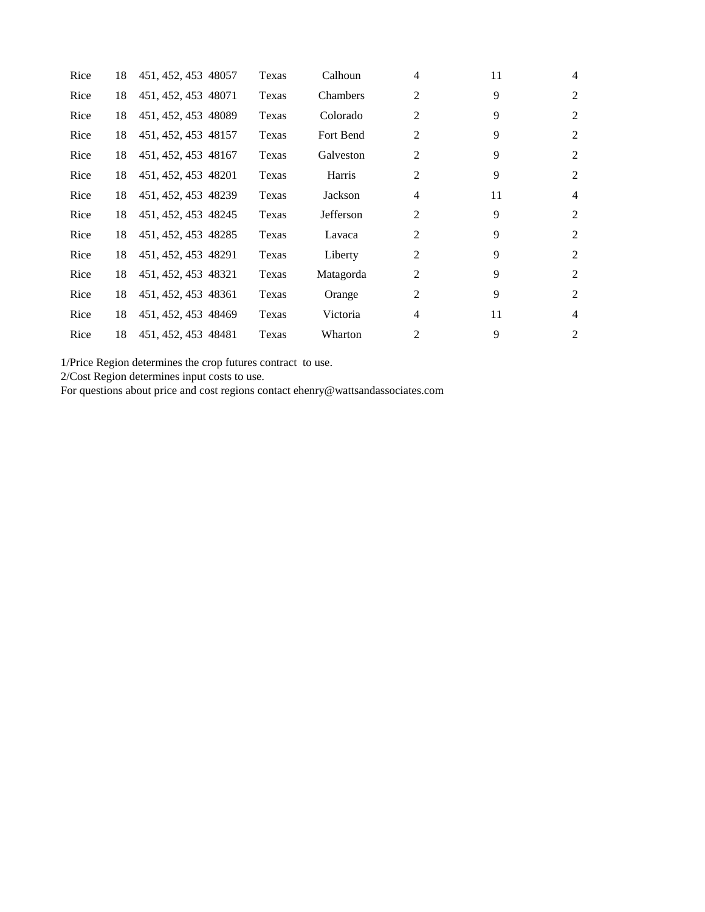| | | | | | | | | |
|---|---|---|---|---|---|---|---|---|
| Rice | 18 | 451, 452, 453 | 48057 | Texas | Calhoun | 4 | 11 | 4 |
| Rice | 18 | 451, 452, 453 | 48071 | Texas | Chambers | 2 | 9 | 2 |
| Rice | 18 | 451, 452, 453 | 48089 | Texas | Colorado | 2 | 9 | 2 |
| Rice | 18 | 451, 452, 453 | 48157 | Texas | Fort Bend | 2 | 9 | 2 |
| Rice | 18 | 451, 452, 453 | 48167 | Texas | Galveston | 2 | 9 | 2 |
| Rice | 18 | 451, 452, 453 | 48201 | Texas | Harris | 2 | 9 | 2 |
| Rice | 18 | 451, 452, 453 | 48239 | Texas | Jackson | 4 | 11 | 4 |
| Rice | 18 | 451, 452, 453 | 48245 | Texas | Jefferson | 2 | 9 | 2 |
| Rice | 18 | 451, 452, 453 | 48285 | Texas | Lavaca | 2 | 9 | 2 |
| Rice | 18 | 451, 452, 453 | 48291 | Texas | Liberty | 2 | 9 | 2 |
| Rice | 18 | 451, 452, 453 | 48321 | Texas | Matagorda | 2 | 9 | 2 |
| Rice | 18 | 451, 452, 453 | 48361 | Texas | Orange | 2 | 9 | 2 |
| Rice | 18 | 451, 452, 453 | 48469 | Texas | Victoria | 4 | 11 | 4 |
| Rice | 18 | 451, 452, 453 | 48481 | Texas | Wharton | 2 | 9 | 2 |

1/Price Region determines the crop futures contract to use.
2/Cost Region determines input costs to use.
For questions about price and cost regions contact ehenry@wattsandassociates.com